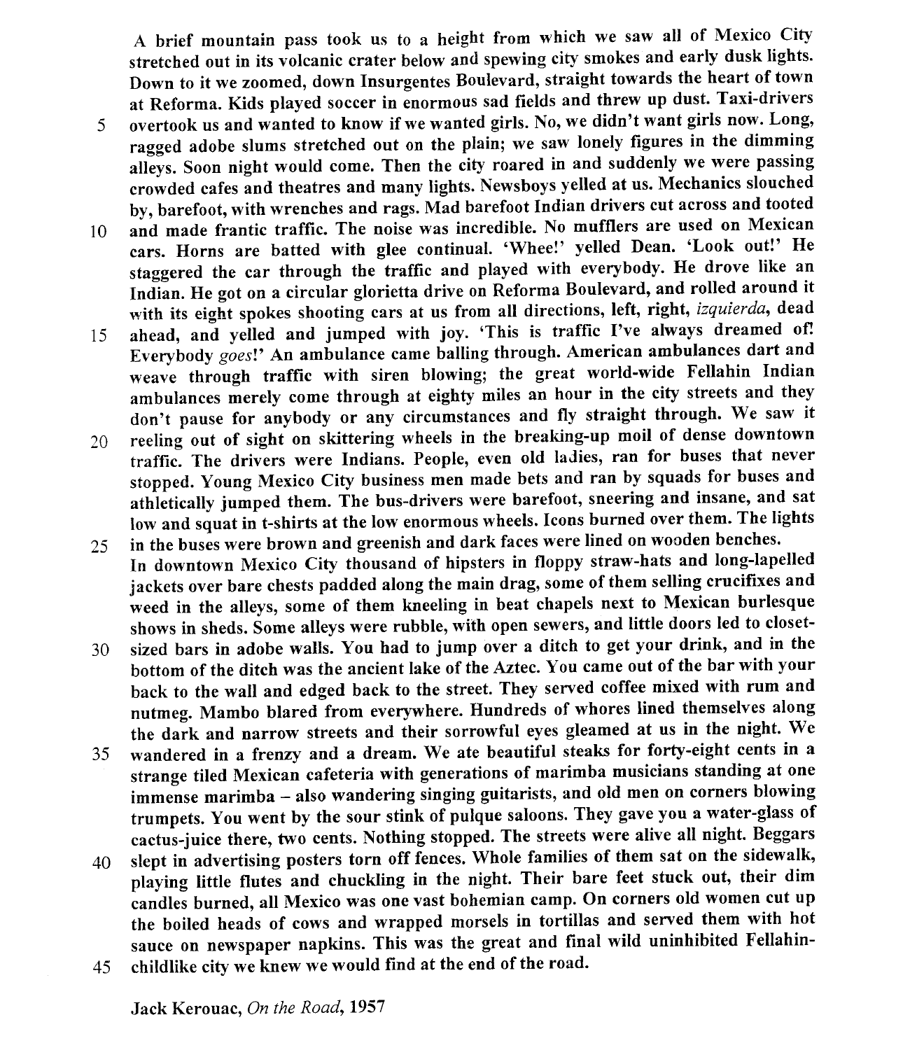A brief mountain pass took us to a height from which we saw all of Mexico City stretched out in its volcanic crater below and spewing city smokes and early dusk lights. Down to it we zoomed, down Insurgentes Boulevard, straight towards the heart of town at Reforma. Kids played soccer in enormous sad fields and threw up dust. Taxi-drivers overtook us and wanted to know if we wanted girls. No, we didn't want girls now. Long, ragged adobe slums stretched out on the plain; we saw lonely figures in the dimming alleys. Soon night would come. Then the city roared in and suddenly we were passing crowded cafes and theatres and many lights. Newsboys yelled at us. Mechanics slouched by, barefoot, with wrenches and rags. Mad barefoot Indian drivers cut across and tooted and made frantic traffic. The noise was incredible. No mufflers are used on Mexican cars. Horns are batted with glee continual. 'Whee!' yelled Dean. 'Look out!' He staggered the car through the traffic and played with everybody. He drove like an Indian. He got on a circular glorietta drive on Reforma Boulevard, and rolled around it with its eight spokes shooting cars at us from all directions, left, right, *izquierda*, dead ahead, and yelled and jumped with joy. 'This is traffic I've always dreamed of! Everybody *goes*!' An ambulance came balling through. American ambulances dart and weave through traffic with siren blowing; the great world-wide Fellahin Indian ambulances merely come through at eighty miles an hour in the city streets and they don't pause for anybody or any circumstances and fly straight through. We saw it reeling out of sight on skittering wheels in the breaking-up moil of dense downtown traffic. The drivers were Indians. People, even old ladies, ran for buses that never stopped. Young Mexico City business men made bets and ran by squads for buses and athletically jumped them. The bus-drivers were barefoot, sneering and insane, and sat low and squat in t-shirts at the low enormous wheels. Icons burned over them. The lights in the buses were brown and greenish and dark faces were lined on wooden benches.

In downtown Mexico City thousand of hipsters in floppy straw-hats and long-lapelled jackets over bare chests padded along the main drag, some of them selling crucifixes and weed in the alleys, some of them kneeling in beat chapels next to Mexican burlesque shows in sheds. Some alleys were rubble, with open sewers, and little doors led to closet-sized bars in adobe walls. You had to jump over a ditch to get your drink, and in the bottom of the ditch was the ancient lake of the Aztec. You came out of the bar with your back to the wall and edged back to the street. They served coffee mixed with rum and nutmeg. Mambo blared from everywhere. Hundreds of whores lined themselves along the dark and narrow streets and their sorrowful eyes gleamed at us in the night. We wandered in a frenzy and a dream. We ate beautiful steaks for forty-eight cents in a strange tiled Mexican cafeteria with generations of marimba musicians standing at one immense marimba – also wandering singing guitarists, and old men on corners blowing trumpets. You went by the sour stink of pulque saloons. They gave you a water-glass of cactus-juice there, two cents. Nothing stopped. The streets were alive all night. Beggars slept in advertising posters torn off fences. Whole families of them sat on the sidewalk, playing little flutes and chuckling in the night. Their bare feet stuck out, their dim candles burned, all Mexico was one vast bohemian camp. On corners old women cut up the boiled heads of cows and wrapped morsels in tortillas and served them with hot sauce on newspaper napkins. This was the great and final wild uninhibited Fellahin-childlike city we knew we would find at the end of the road.

Jack Kerouac, *On the Road*, 1957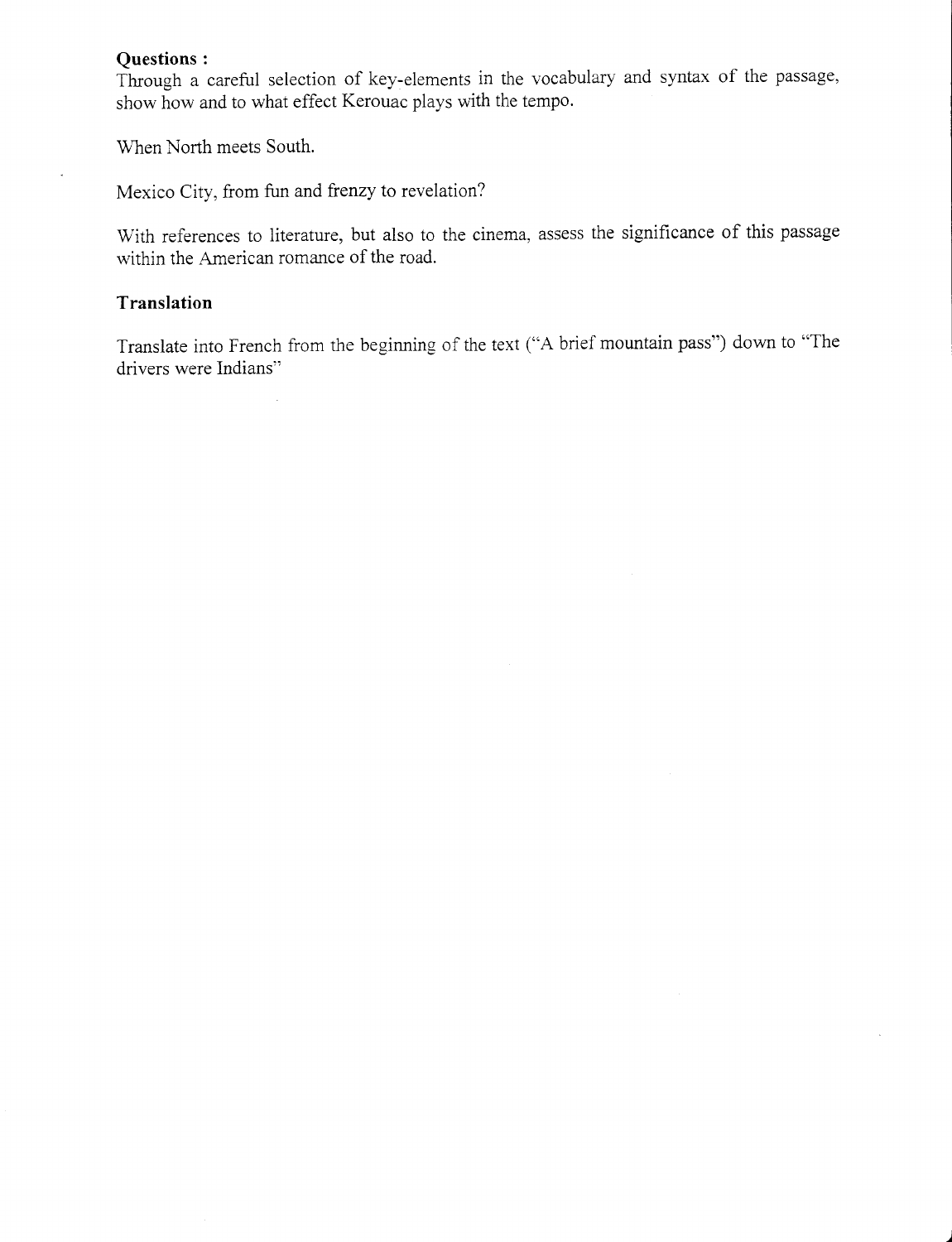**Questions :**

Through a careful selection of key-elements in the vocabulary and syntax of the passage, show how and to what effect Kerouac plays with the tempo.

When North meets South.

Mexico City, from fun and frenzy to revelation?

With references to literature, but also to the cinema, assess the significance of this passage within the American romance of the road.

**Translation**

Translate into French from the beginning of the text ("A brief mountain pass") down to "The drivers were Indians"